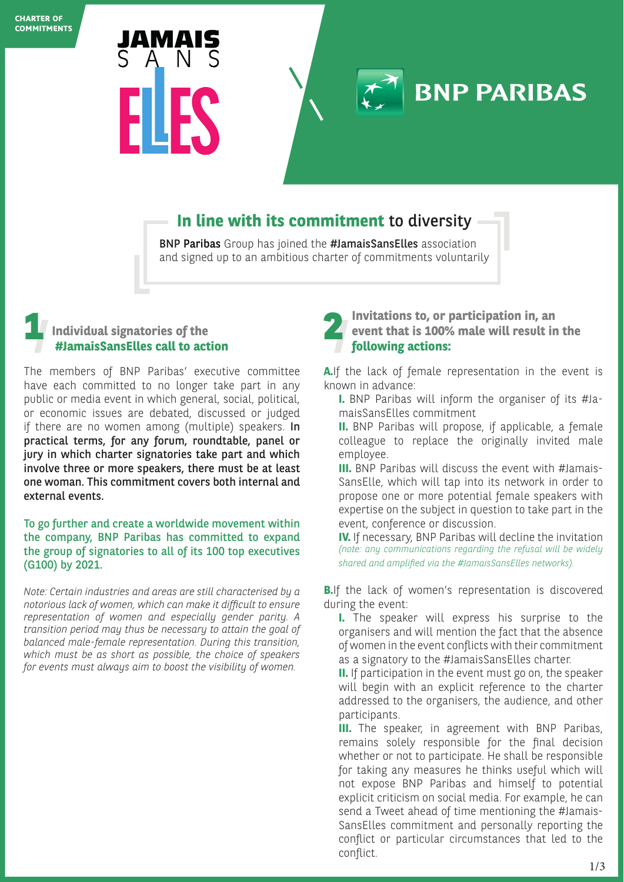CHARTER OF COMMITMENTS

JAMAIS SANS ELLES

BNP PARIBAS

## In line with its commitment to diversity

**BNP Paribas** Group has joined the **#JamaisSansElles** association and signed up to an ambitious charter of commitments voluntarily

## 1 Individual signatories of the #JamaisSansElles call to action

The members of BNP Paribas' executive committee have each committed to no longer take part in any public or media event in which general, social, political, or economic issues are debated, discussed or judged if there are no women among (multiple) speakers. **In practical terms, for any forum, roundtable, panel or jury in which charter signatories take part and which involve three or more speakers, there must be at least one woman. This commitment covers both internal and external events.**

**To go further and create a worldwide movement within the company, BNP Paribas has committed to expand the group of signatories to all of its 100 top executives (G100) by 2021.**

*Note: Certain industries and areas are still characterised by a notorious lack of women, which can make it difficult to ensure representation of women and especially gender parity. A transition period may thus be necessary to attain the goal of balanced male-female representation. During this transition, which must be as short as possible, the choice of speakers for events must always aim to boost the visibility of women.*

## 2 Invitations to, or participation in, an event that is 100% male will result in the following actions:

**A.** If the lack of female representation in the event is known in advance:

**I.** BNP Paribas will inform the organiser of its #JamaisSansElles commitment

**II.** BNP Paribas will propose, if applicable, a female colleague to replace the originally invited male employee.

**III.** BNP Paribas will discuss the event with #JamaisSansElle, which will tap into its network in order to propose one or more potential female speakers with expertise on the subject in question to take part in the event, conference or discussion.

**IV.** If necessary, BNP Paribas will decline the invitation *(note: any communications regarding the refusal will be widely shared and amplified via the #JamaisSansElles networks).*

**B.** If the lack of women's representation is discovered during the event:

**I.** The speaker will express his surprise to the organisers and will mention the fact that the absence of women in the event conflicts with their commitment as a signatory to the #JamaisSansElles charter.

**II.** If participation in the event must go on, the speaker will begin with an explicit reference to the charter addressed to the organisers, the audience, and other participants.

**III.** The speaker, in agreement with BNP Paribas, remains solely responsible for the final decision whether or not to participate. He shall be responsible for taking any measures he thinks useful which will not expose BNP Paribas and himself to potential explicit criticism on social media. For example, he can send a Tweet ahead of time mentioning the #JamaisSansElles commitment and personally reporting the conflict or particular circumstances that led to the conflict.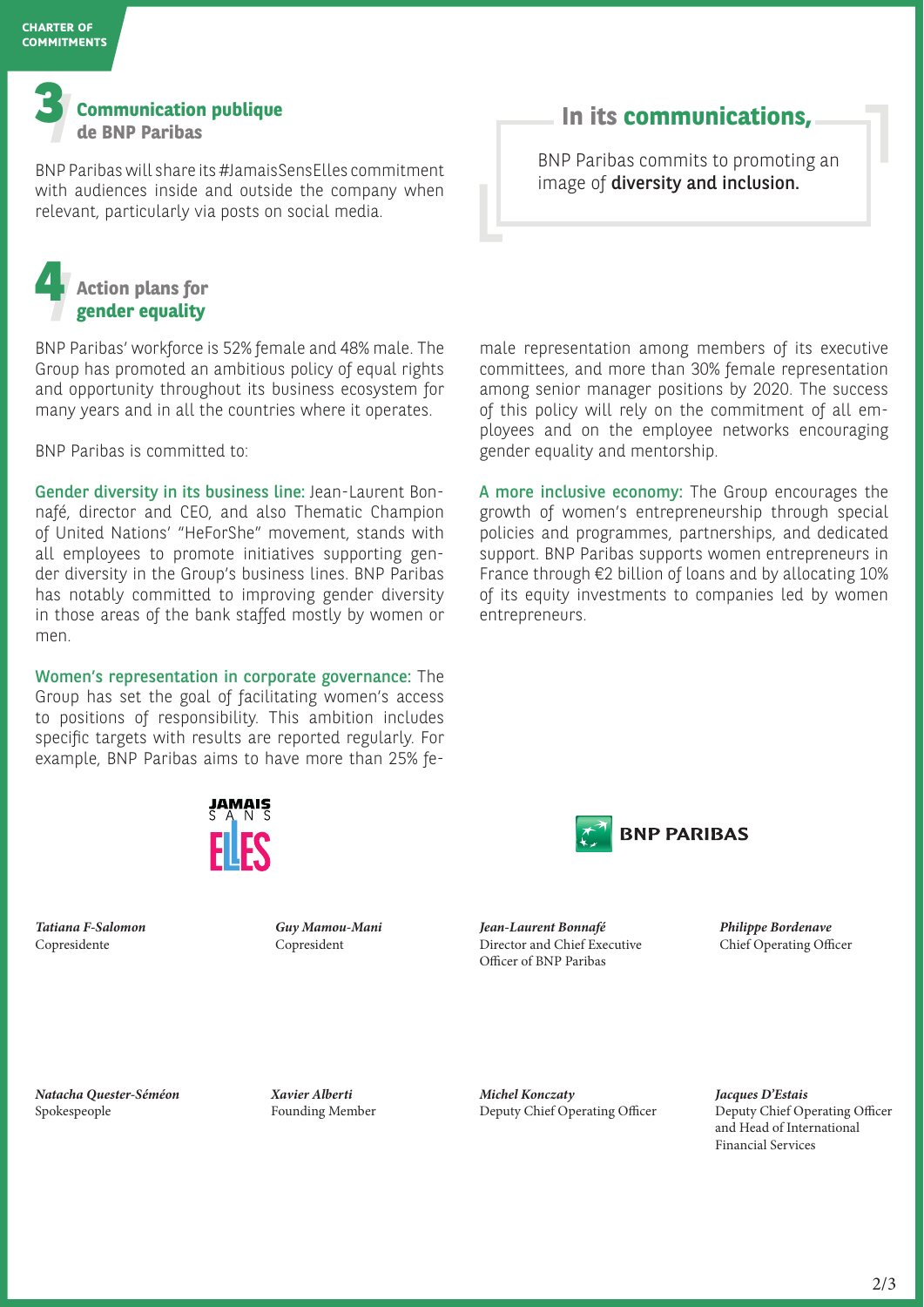CHARTER OF COMMITMENTS

## 3 Communication publique de BNP Paribas

BNP Paribas will share its #JamaisSensElles commitment with audiences inside and outside the company when relevant, particularly via posts on social media.

**In its communications,**

BNP Paribas commits to promoting an image of **diversity and inclusion.**

## 4 Action plans for gender equality

BNP Paribas' workforce is 52% female and 48% male. The Group has promoted an ambitious policy of equal rights and opportunity throughout its business ecosystem for many years and in all the countries where it operates.

BNP Paribas is committed to:

**Gender diversity in its business line:** Jean-Laurent Bonnafé, director and CEO, and also Thematic Champion of United Nations' "HeForShe" movement, stands with all employees to promote initiatives supporting gender diversity in the Group's business lines. BNP Paribas has notably committed to improving gender diversity in those areas of the bank staffed mostly by women or men.

**Women's representation in corporate governance:** The Group has set the goal of facilitating women's access to positions of responsibility. This ambition includes specific targets with results are reported regularly. For example, BNP Paribas aims to have more than 25% female representation among members of its executive committees, and more than 30% female representation among senior manager positions by 2020. The success of this policy will rely on the commitment of all employees and on the employee networks encouraging gender equality and mentorship.

**A more inclusive economy:** The Group encourages the growth of women's entrepreneurship through special policies and programmes, partnerships, and dedicated support. BNP Paribas supports women entrepreneurs in France through €2 billion of loans and by allocating 10% of its equity investments to companies led by women entrepreneurs.

JAMAIS SANS ELLES

BNP PARIBAS

***Tatiana F-Salomon***
Copresidente

***Guy Mamou-Mani***
Copresident

***Jean-Laurent Bonnafé***
Director and Chief Executive Officer of BNP Paribas

***Philippe Bordenave***
Chief Operating Officer

***Natacha Quester-Séméon***
Spokespeople

***Xavier Alberti***
Founding Member

***Michel Konczaty***
Deputy Chief Operating Officer

***Jacques D'Estais***
Deputy Chief Operating Officer and Head of International Financial Services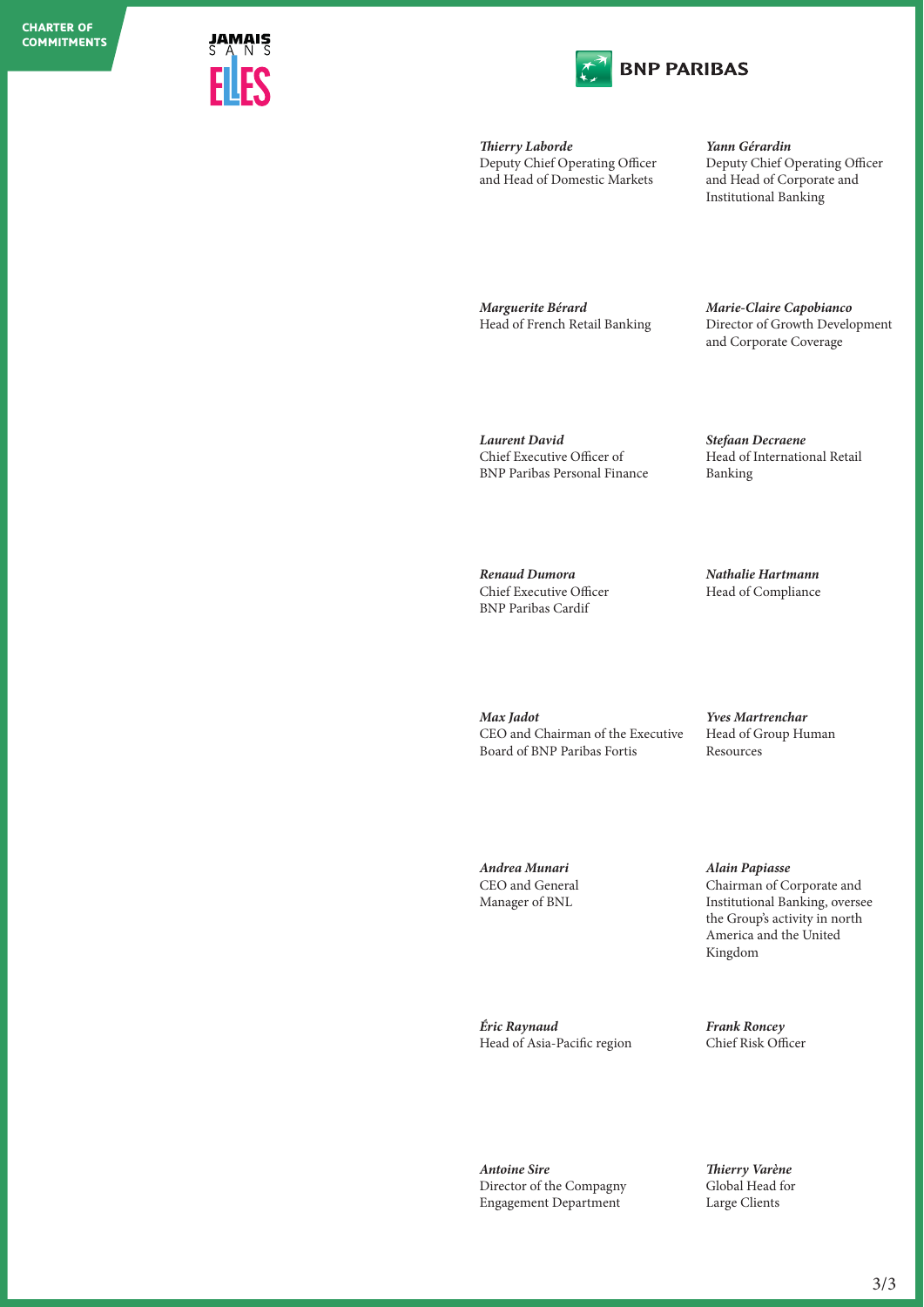*Thierry Laborde*
Deputy Chief Operating Officer
and Head of Domestic Markets

*Yann Gérardin*
Deputy Chief Operating Officer
and Head of Corporate and
Institutional Banking

*Marguerite Bérard*
Head of French Retail Banking

*Marie-Claire Capobianco*
Director of Growth Development
and Corporate Coverage

*Laurent David*
Chief Executive Officer of
BNP Paribas Personal Finance

*Stefaan Decraene*
Head of International Retail
Banking

*Renaud Dumora*
Chief Executive Officer
BNP Paribas Cardif

*Nathalie Hartmann*
Head of Compliance

*Max Jadot*
CEO and Chairman of the Executive
Board of BNP Paribas Fortis

*Yves Martrenchar*
Head of Group Human
Resources

*Andrea Munari*
CEO and General
Manager of BNL

*Alain Papiasse*
Chairman of Corporate and
Institutional Banking, oversee
the Group's activity in north
America and the United
Kingdom

*Éric Raynaud*
Head of Asia-Pacific region

*Frank Roncey*
Chief Risk Officer

*Antoine Sire*
Director of the Compagny
Engagement Department

*Thierry Varène*
Global Head for
Large Clients